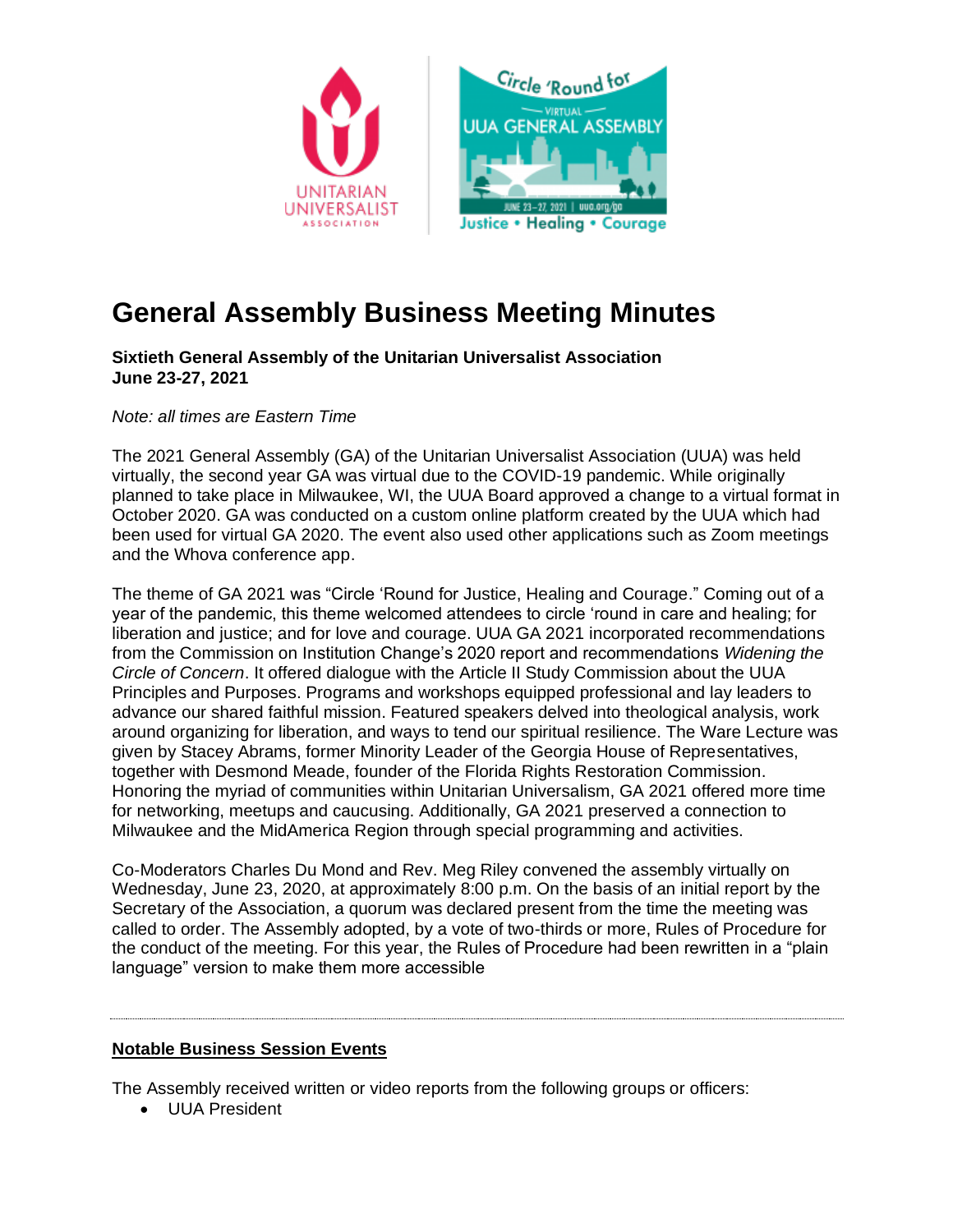# General Assembly Business Meeting Minutes

**Sixtieth General Assembly of the Unitarian Universalist Association**
**June 23-27, 2021**

*Note: all times are Eastern Time*

The 2021 General Assembly (GA) of the Unitarian Universalist Association (UUA) was held virtually, the second year GA was virtual due to the COVID-19 pandemic. While originally planned to take place in Milwaukee, WI, the UUA Board approved a change to a virtual format in October 2020. GA was conducted on a custom online platform created by the UUA which had been used for virtual GA 2020. The event also used other applications such as Zoom meetings and the Whova conference app.

The theme of GA 2021 was "Circle 'Round for Justice, Healing and Courage." Coming out of a year of the pandemic, this theme welcomed attendees to circle 'round in care and healing; for liberation and justice; and for love and courage. UUA GA 2021 incorporated recommendations from the Commission on Institution Change's 2020 report and recommendations *Widening the Circle of Concern*. It offered dialogue with the Article II Study Commission about the UUA Principles and Purposes. Programs and workshops equipped professional and lay leaders to advance our shared faithful mission. Featured speakers delved into theological analysis, work around organizing for liberation, and ways to tend our spiritual resilience. The Ware Lecture was given by Stacey Abrams, former Minority Leader of the Georgia House of Representatives, together with Desmond Meade, founder of the Florida Rights Restoration Commission. Honoring the myriad of communities within Unitarian Universalism, GA 2021 offered more time for networking, meetups and caucusing. Additionally, GA 2021 preserved a connection to Milwaukee and the MidAmerica Region through special programming and activities.

Co-Moderators Charles Du Mond and Rev. Meg Riley convened the assembly virtually on Wednesday, June 23, 2020, at approximately 8:00 p.m. On the basis of an initial report by the Secretary of the Association, a quorum was declared present from the time the meeting was called to order. The Assembly adopted, by a vote of two-thirds or more, Rules of Procedure for the conduct of the meeting. For this year, the Rules of Procedure had been rewritten in a "plain language" version to make them more accessible

---

## Notable Business Session Events

The Assembly received written or video reports from the following groups or officers:

- UUA President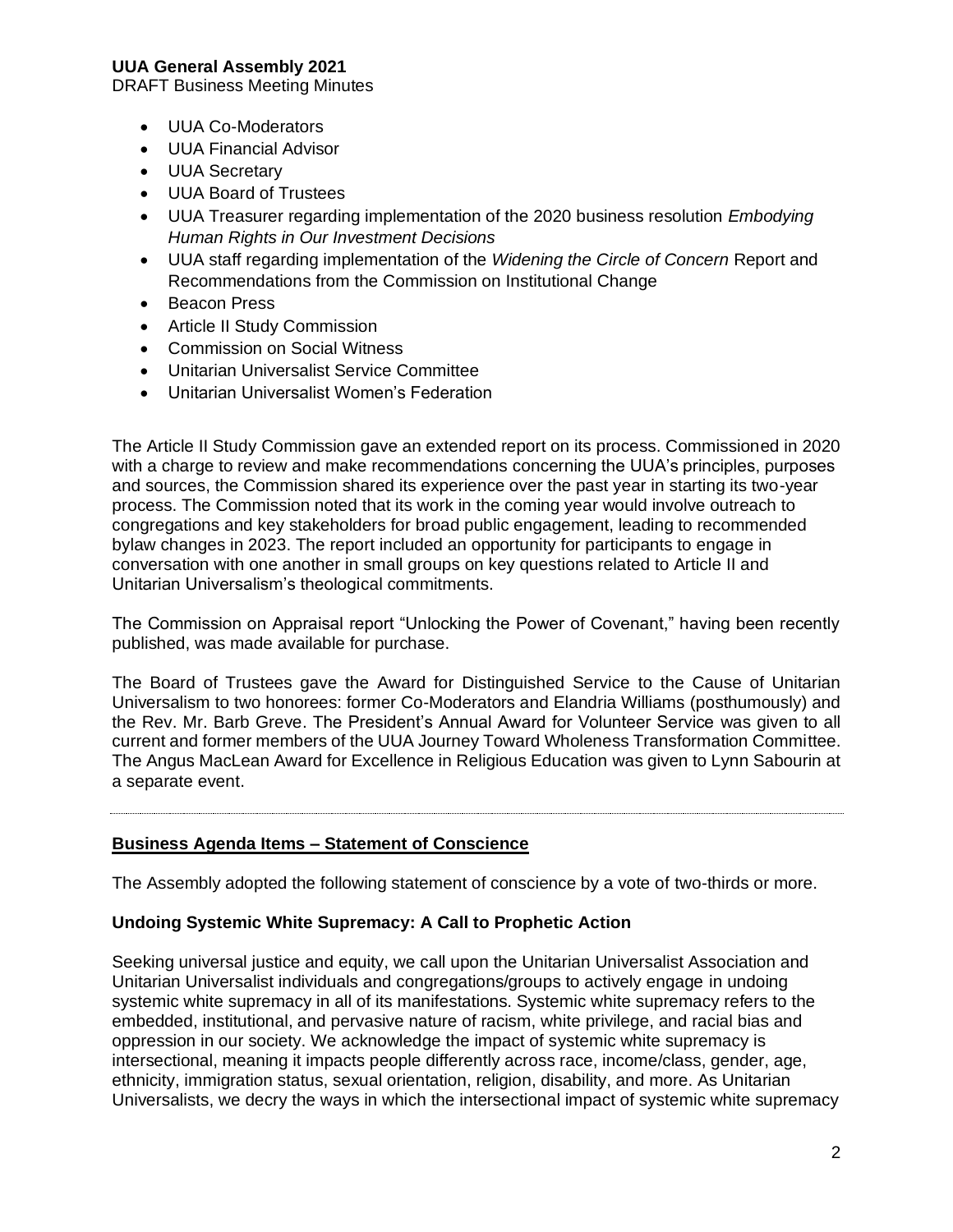- UUA Co-Moderators
- UUA Financial Advisor
- UUA Secretary
- UUA Board of Trustees
- UUA Treasurer regarding implementation of the 2020 business resolution *Embodying Human Rights in Our Investment Decisions*
- UUA staff regarding implementation of the *Widening the Circle of Concern* Report and Recommendations from the Commission on Institutional Change
- Beacon Press
- Article II Study Commission
- Commission on Social Witness
- Unitarian Universalist Service Committee
- Unitarian Universalist Women's Federation

The Article II Study Commission gave an extended report on its process. Commissioned in 2020 with a charge to review and make recommendations concerning the UUA's principles, purposes and sources, the Commission shared its experience over the past year in starting its two-year process. The Commission noted that its work in the coming year would involve outreach to congregations and key stakeholders for broad public engagement, leading to recommended bylaw changes in 2023. The report included an opportunity for participants to engage in conversation with one another in small groups on key questions related to Article II and Unitarian Universalism's theological commitments.

The Commission on Appraisal report "Unlocking the Power of Covenant," having been recently published, was made available for purchase.

The Board of Trustees gave the Award for Distinguished Service to the Cause of Unitarian Universalism to two honorees: former Co-Moderators and Elandria Williams (posthumously) and the Rev. Mr. Barb Greve. The President's Annual Award for Volunteer Service was given to all current and former members of the UUA Journey Toward Wholeness Transformation Committee. The Angus MacLean Award for Excellence in Religious Education was given to Lynn Sabourin at a separate event.

---

## Business Agenda Items – Statement of Conscience

The Assembly adopted the following statement of conscience by a vote of two-thirds or more.

### Undoing Systemic White Supremacy: A Call to Prophetic Action

Seeking universal justice and equity, we call upon the Unitarian Universalist Association and Unitarian Universalist individuals and congregations/groups to actively engage in undoing systemic white supremacy in all of its manifestations. Systemic white supremacy refers to the embedded, institutional, and pervasive nature of racism, white privilege, and racial bias and oppression in our society. We acknowledge the impact of systemic white supremacy is intersectional, meaning it impacts people differently across race, income/class, gender, age, ethnicity, immigration status, sexual orientation, religion, disability, and more. As Unitarian Universalists, we decry the ways in which the intersectional impact of systemic white supremacy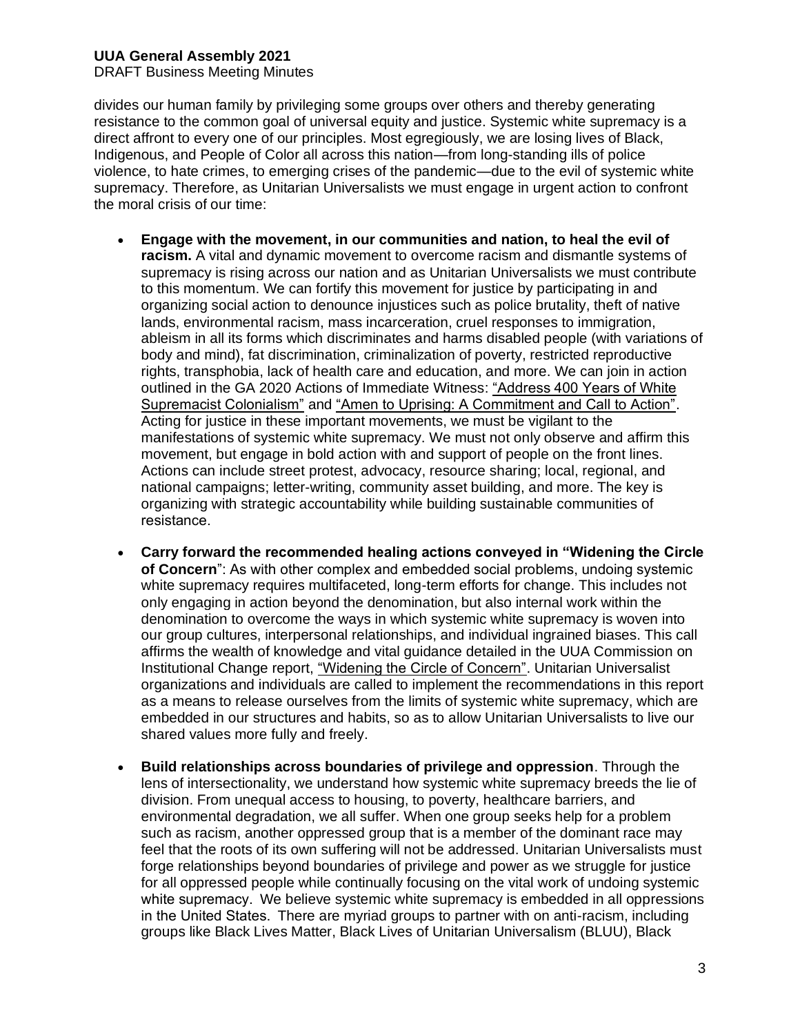divides our human family by privileging some groups over others and thereby generating resistance to the common goal of universal equity and justice. Systemic white supremacy is a direct affront to every one of our principles. Most egregiously, we are losing lives of Black, Indigenous, and People of Color all across this nation—from long-standing ills of police violence, to hate crimes, to emerging crises of the pandemic—due to the evil of systemic white supremacy. Therefore, as Unitarian Universalists we must engage in urgent action to confront the moral crisis of our time:

- **Engage with the movement, in our communities and nation, to heal the evil of racism.** A vital and dynamic movement to overcome racism and dismantle systems of supremacy is rising across our nation and as Unitarian Universalists we must contribute to this momentum. We can fortify this movement for justice by participating in and organizing social action to denounce injustices such as police brutality, theft of native lands, environmental racism, mass incarceration, cruel responses to immigration, ableism in all its forms which discriminates and harms disabled people (with variations of body and mind), fat discrimination, criminalization of poverty, restricted reproductive rights, transphobia, lack of health care and education, and more. We can join in action outlined in the GA 2020 Actions of Immediate Witness: "Address 400 Years of White Supremacist Colonialism" and "Amen to Uprising: A Commitment and Call to Action". Acting for justice in these important movements, we must be vigilant to the manifestations of systemic white supremacy. We must not only observe and affirm this movement, but engage in bold action with and support of people on the front lines. Actions can include street protest, advocacy, resource sharing; local, regional, and national campaigns; letter-writing, community asset building, and more. The key is organizing with strategic accountability while building sustainable communities of resistance.

- **Carry forward the recommended healing actions conveyed in "Widening the Circle of Concern**": As with other complex and embedded social problems, undoing systemic white supremacy requires multifaceted, long-term efforts for change. This includes not only engaging in action beyond the denomination, but also internal work within the denomination to overcome the ways in which systemic white supremacy is woven into our group cultures, interpersonal relationships, and individual ingrained biases. This call affirms the wealth of knowledge and vital guidance detailed in the UUA Commission on Institutional Change report, "Widening the Circle of Concern". Unitarian Universalist organizations and individuals are called to implement the recommendations in this report as a means to release ourselves from the limits of systemic white supremacy, which are embedded in our structures and habits, so as to allow Unitarian Universalists to live our shared values more fully and freely.

- **Build relationships across boundaries of privilege and oppression**. Through the lens of intersectionality, we understand how systemic white supremacy breeds the lie of division. From unequal access to housing, to poverty, healthcare barriers, and environmental degradation, we all suffer. When one group seeks help for a problem such as racism, another oppressed group that is a member of the dominant race may feel that the roots of its own suffering will not be addressed. Unitarian Universalists must forge relationships beyond boundaries of privilege and power as we struggle for justice for all oppressed people while continually focusing on the vital work of undoing systemic white supremacy. We believe systemic white supremacy is embedded in all oppressions in the United States. There are myriad groups to partner with on anti-racism, including groups like Black Lives Matter, Black Lives of Unitarian Universalism (BLUU), Black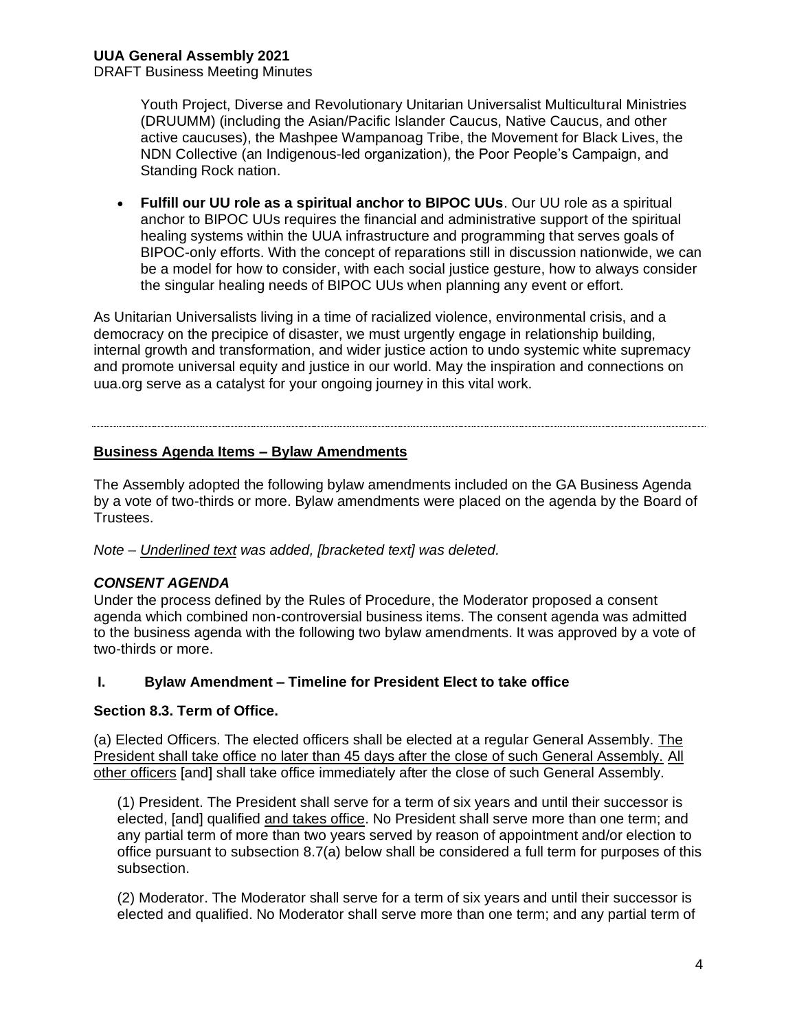Youth Project, Diverse and Revolutionary Unitarian Universalist Multicultural Ministries (DRUUMM) (including the Asian/Pacific Islander Caucus, Native Caucus, and other active caucuses), the Mashpee Wampanoag Tribe, the Movement for Black Lives, the NDN Collective (an Indigenous-led organization), the Poor People's Campaign, and Standing Rock nation.

- **Fulfill our UU role as a spiritual anchor to BIPOC UUs**. Our UU role as a spiritual anchor to BIPOC UUs requires the financial and administrative support of the spiritual healing systems within the UUA infrastructure and programming that serves goals of BIPOC-only efforts. With the concept of reparations still in discussion nationwide, we can be a model for how to consider, with each social justice gesture, how to always consider the singular healing needs of BIPOC UUs when planning any event or effort.

As Unitarian Universalists living in a time of racialized violence, environmental crisis, and a democracy on the precipice of disaster, we must urgently engage in relationship building, internal growth and transformation, and wider justice action to undo systemic white supremacy and promote universal equity and justice in our world. May the inspiration and connections on uua.org serve as a catalyst for your ongoing journey in this vital work.

---

## Business Agenda Items – Bylaw Amendments

The Assembly adopted the following bylaw amendments included on the GA Business Agenda by a vote of two-thirds or more. Bylaw amendments were placed on the agenda by the Board of Trustees.

*Note – <u>Underlined text</u> was added, [bracketed text] was deleted.*

### *CONSENT AGENDA*

Under the process defined by the Rules of Procedure, the Moderator proposed a consent agenda which combined non-controversial business items. The consent agenda was admitted to the business agenda with the following two bylaw amendments. It was approved by a vote of two-thirds or more.

### I. Bylaw Amendment – Timeline for President Elect to take office

**Section 8.3. Term of Office.**

(a) Elected Officers. The elected officers shall be elected at a regular General Assembly. <u>The President shall take office no later than 45 days after the close of such General Assembly.</u> <u>All other officers</u> [and] shall take office immediately after the close of such General Assembly.

(1) President. The President shall serve for a term of six years and until their successor is elected, [and] qualified <u>and takes office</u>. No President shall serve more than one term; and any partial term of more than two years served by reason of appointment and/or election to office pursuant to subsection 8.7(a) below shall be considered a full term for purposes of this subsection.

(2) Moderator. The Moderator shall serve for a term of six years and until their successor is elected and qualified. No Moderator shall serve more than one term; and any partial term of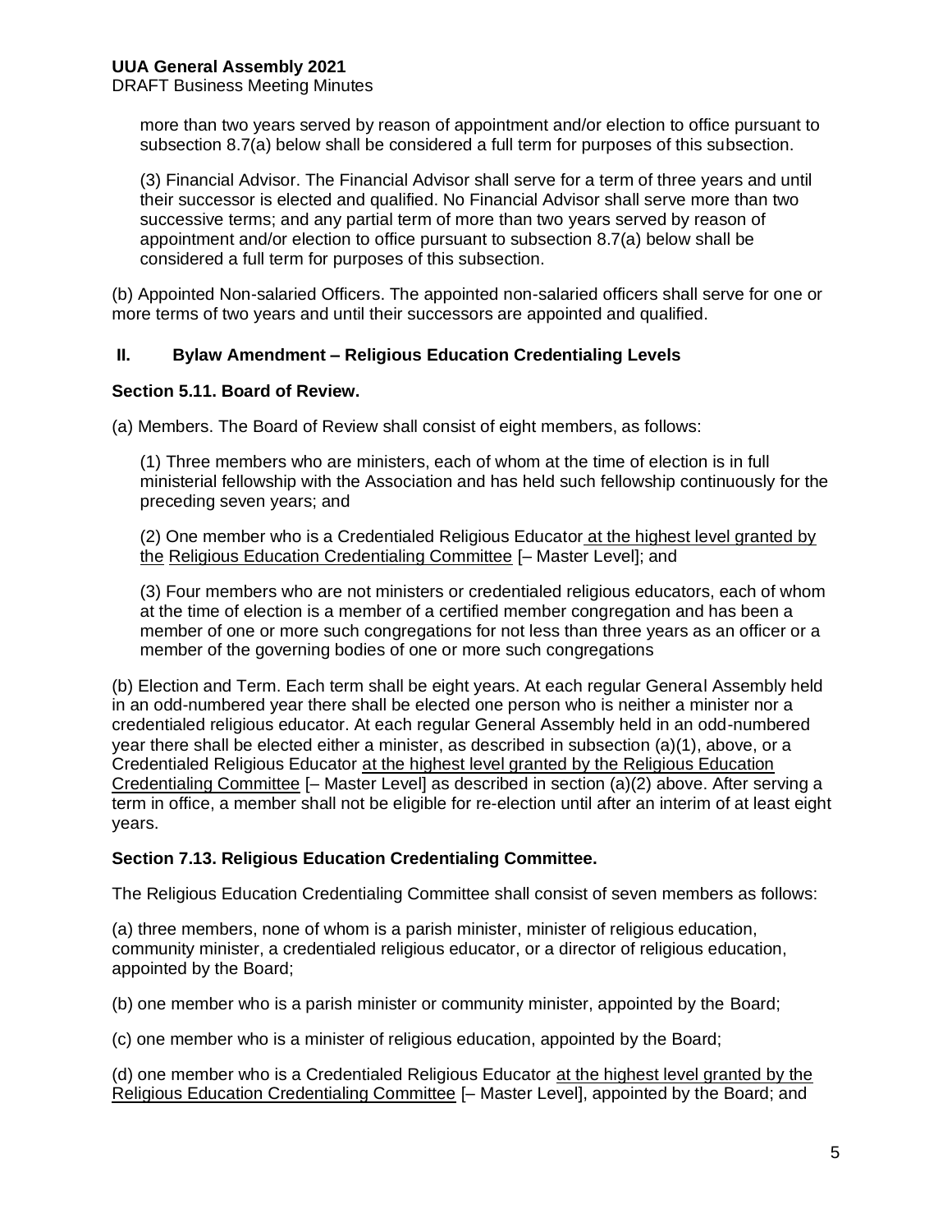more than two years served by reason of appointment and/or election to office pursuant to subsection 8.7(a) below shall be considered a full term for purposes of this subsection.

(3) Financial Advisor. The Financial Advisor shall serve for a term of three years and until their successor is elected and qualified. No Financial Advisor shall serve more than two successive terms; and any partial term of more than two years served by reason of appointment and/or election to office pursuant to subsection 8.7(a) below shall be considered a full term for purposes of this subsection.

(b) Appointed Non-salaried Officers. The appointed non-salaried officers shall serve for one or more terms of two years and until their successors are appointed and qualified.

## II. Bylaw Amendment – Religious Education Credentialing Levels

### Section 5.11. Board of Review.

(a) Members. The Board of Review shall consist of eight members, as follows:

(1) Three members who are ministers, each of whom at the time of election is in full ministerial fellowship with the Association and has held such fellowship continuously for the preceding seven years; and

(2) One member who is a Credentialed Religious Educator <u>at the highest level granted by the Religious Education Credentialing Committee</u> [– Master Level]; and

(3) Four members who are not ministers or credentialed religious educators, each of whom at the time of election is a member of a certified member congregation and has been a member of one or more such congregations for not less than three years as an officer or a member of the governing bodies of one or more such congregations

(b) Election and Term. Each term shall be eight years. At each regular General Assembly held in an odd-numbered year there shall be elected one person who is neither a minister nor a credentialed religious educator. At each regular General Assembly held in an odd-numbered year there shall be elected either a minister, as described in subsection (a)(1), above, or a Credentialed Religious Educator <u>at the highest level granted by the Religious Education Credentialing Committee</u> [– Master Level] as described in section (a)(2) above. After serving a term in office, a member shall not be eligible for re-election until after an interim of at least eight years.

### Section 7.13. Religious Education Credentialing Committee.

The Religious Education Credentialing Committee shall consist of seven members as follows:

(a) three members, none of whom is a parish minister, minister of religious education, community minister, a credentialed religious educator, or a director of religious education, appointed by the Board;

(b) one member who is a parish minister or community minister, appointed by the Board;

(c) one member who is a minister of religious education, appointed by the Board;

(d) one member who is a Credentialed Religious Educator <u>at the highest level granted by the Religious Education Credentialing Committee</u> [– Master Level], appointed by the Board; and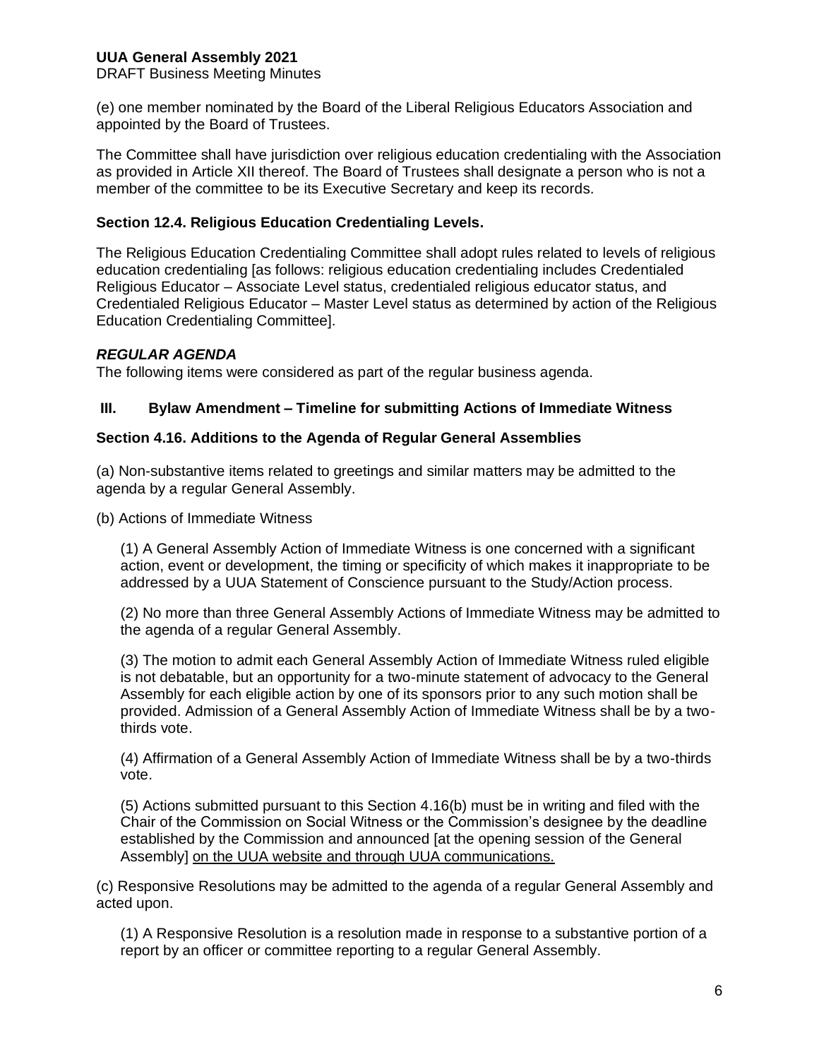(e) one member nominated by the Board of the Liberal Religious Educators Association and appointed by the Board of Trustees.

The Committee shall have jurisdiction over religious education credentialing with the Association as provided in Article XII thereof. The Board of Trustees shall designate a person who is not a member of the committee to be its Executive Secretary and keep its records.

### Section 12.4. Religious Education Credentialing Levels.

The Religious Education Credentialing Committee shall adopt rules related to levels of religious education credentialing [as follows: religious education credentialing includes Credentialed Religious Educator – Associate Level status, credentialed religious educator status, and Credentialed Religious Educator – Master Level status as determined by action of the Religious Education Credentialing Committee].

### *REGULAR AGENDA*

The following items were considered as part of the regular business agenda.

### III. Bylaw Amendment – Timeline for submitting Actions of Immediate Witness

### Section 4.16. Additions to the Agenda of Regular General Assemblies

(a) Non-substantive items related to greetings and similar matters may be admitted to the agenda by a regular General Assembly.

(b) Actions of Immediate Witness

(1) A General Assembly Action of Immediate Witness is one concerned with a significant action, event or development, the timing or specificity of which makes it inappropriate to be addressed by a UUA Statement of Conscience pursuant to the Study/Action process.

(2) No more than three General Assembly Actions of Immediate Witness may be admitted to the agenda of a regular General Assembly.

(3) The motion to admit each General Assembly Action of Immediate Witness ruled eligible is not debatable, but an opportunity for a two-minute statement of advocacy to the General Assembly for each eligible action by one of its sponsors prior to any such motion shall be provided. Admission of a General Assembly Action of Immediate Witness shall be by a two-thirds vote.

(4) Affirmation of a General Assembly Action of Immediate Witness shall be by a two-thirds vote.

(5) Actions submitted pursuant to this Section 4.16(b) must be in writing and filed with the Chair of the Commission on Social Witness or the Commission's designee by the deadline established by the Commission and announced [at the opening session of the General Assembly] <u>on the UUA website and through UUA communications.</u>

(c) Responsive Resolutions may be admitted to the agenda of a regular General Assembly and acted upon.

(1) A Responsive Resolution is a resolution made in response to a substantive portion of a report by an officer or committee reporting to a regular General Assembly.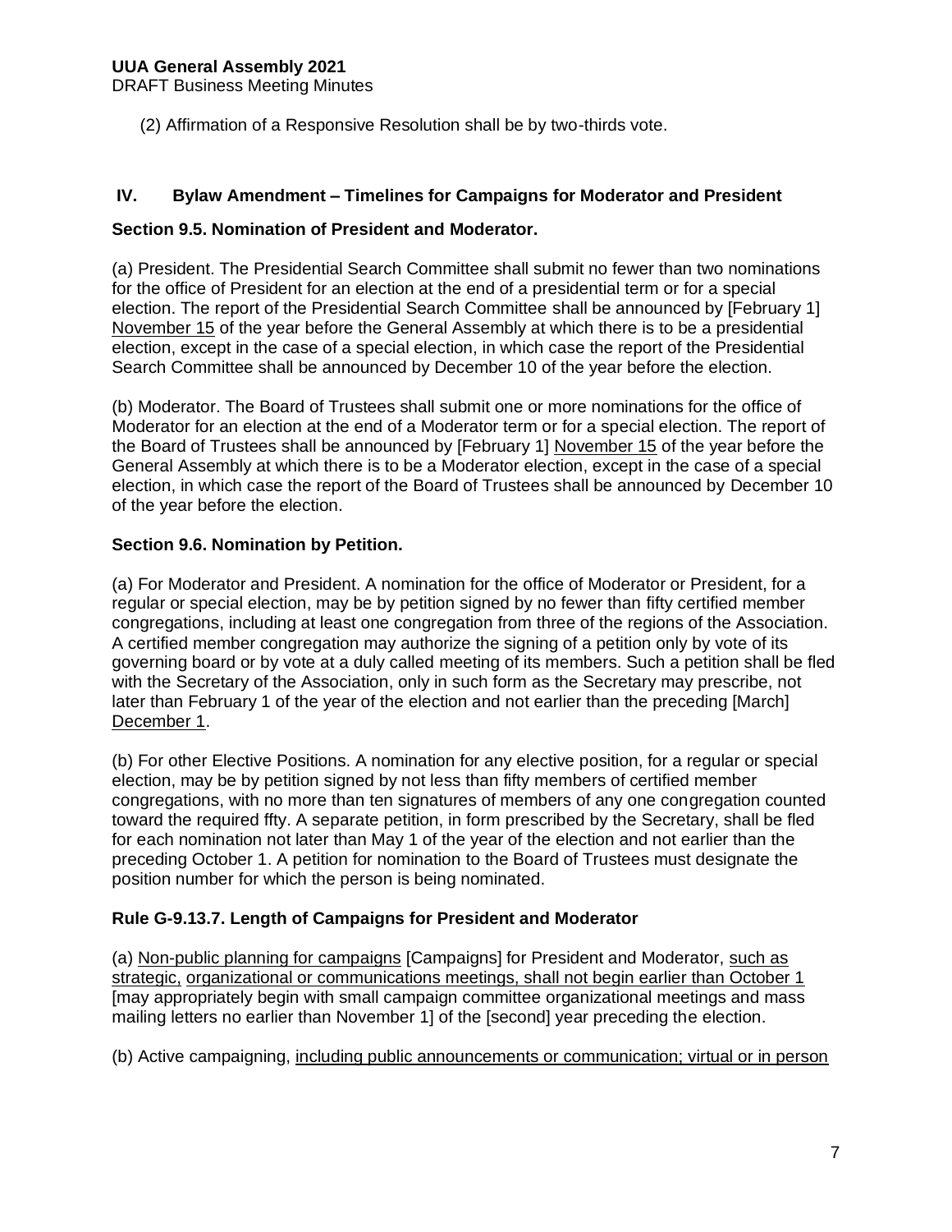(2) Affirmation of a Responsive Resolution shall be by two-thirds vote.

## IV. Bylaw Amendment – Timelines for Campaigns for Moderator and President

### Section 9.5. Nomination of President and Moderator.

(a) President. The Presidential Search Committee shall submit no fewer than two nominations for the office of President for an election at the end of a presidential term or for a special election. The report of the Presidential Search Committee shall be announced by [February 1] <u>November 15</u> of the year before the General Assembly at which there is to be a presidential election, except in the case of a special election, in which case the report of the Presidential Search Committee shall be announced by December 10 of the year before the election.

(b) Moderator. The Board of Trustees shall submit one or more nominations for the office of Moderator for an election at the end of a Moderator term or for a special election. The report of the Board of Trustees shall be announced by [February 1] <u>November 15</u> of the year before the General Assembly at which there is to be a Moderator election, except in the case of a special election, in which case the report of the Board of Trustees shall be announced by December 10 of the year before the election.

### Section 9.6. Nomination by Petition.

(a) For Moderator and President. A nomination for the office of Moderator or President, for a regular or special election, may be by petition signed by no fewer than fifty certified member congregations, including at least one congregation from three of the regions of the Association. A certified member congregation may authorize the signing of a petition only by vote of its governing board or by vote at a duly called meeting of its members. Such a petition shall be fled with the Secretary of the Association, only in such form as the Secretary may prescribe, not later than February 1 of the year of the election and not earlier than the preceding [March] <u>December 1</u>.

(b) For other Elective Positions. A nomination for any elective position, for a regular or special election, may be by petition signed by not less than fifty members of certified member congregations, with no more than ten signatures of members of any one congregation counted toward the required ffty. A separate petition, in form prescribed by the Secretary, shall be fled for each nomination not later than May 1 of the year of the election and not earlier than the preceding October 1. A petition for nomination to the Board of Trustees must designate the position number for which the person is being nominated.

### Rule G-9.13.7. Length of Campaigns for President and Moderator

(a) <u>Non-public planning for campaigns</u> [Campaigns] for President and Moderator, <u>such as strategic, organizational or communications meetings, shall not begin earlier than October 1</u> [may appropriately begin with small campaign committee organizational meetings and mass mailing letters no earlier than November 1] of the [second] year preceding the election.

(b) Active campaigning, <u>including public announcements or communication; virtual or in person</u>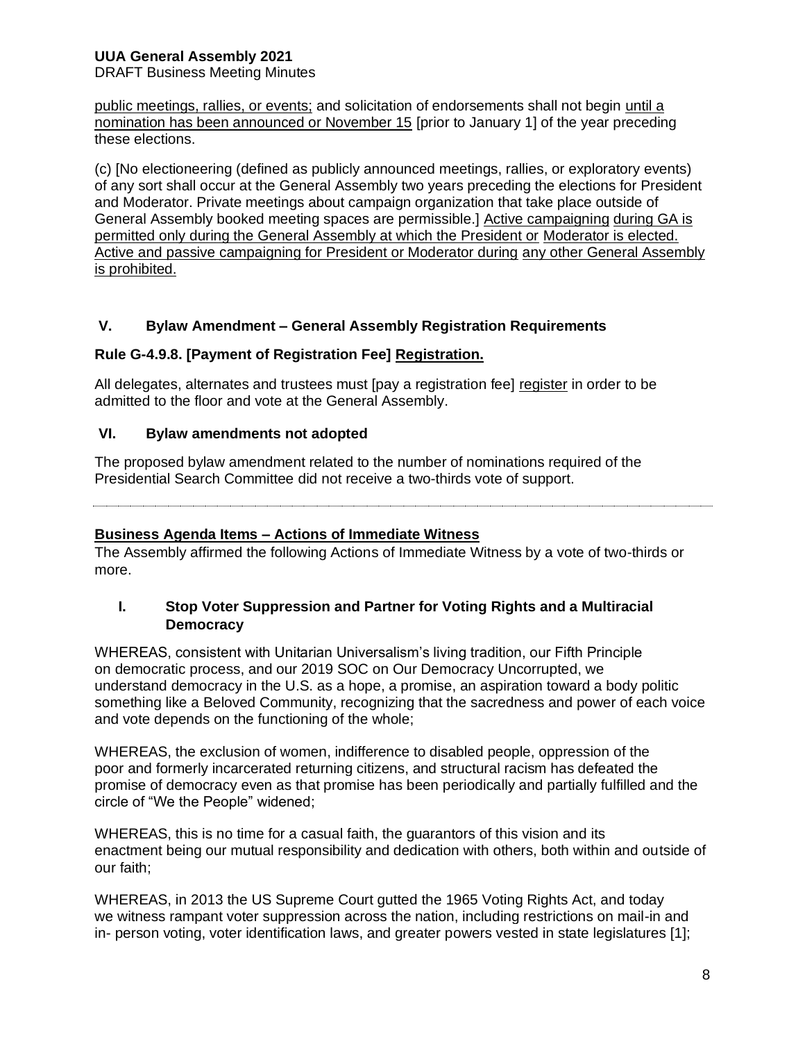public meetings, rallies, or events; and solicitation of endorsements shall not begin until a nomination has been announced or November 15 [prior to January 1] of the year preceding these elections.

(c) [No electioneering (defined as publicly announced meetings, rallies, or exploratory events) of any sort shall occur at the General Assembly two years preceding the elections for President and Moderator. Private meetings about campaign organization that take place outside of General Assembly booked meeting spaces are permissible.] Active campaigning during GA is permitted only during the General Assembly at which the President or Moderator is elected. Active and passive campaigning for President or Moderator during any other General Assembly is prohibited.

### V. Bylaw Amendment – General Assembly Registration Requirements

### Rule G-4.9.8. [Payment of Registration Fee] Registration.

All delegates, alternates and trustees must [pay a registration fee] register in order to be admitted to the floor and vote at the General Assembly.

### VI. Bylaw amendments not adopted

The proposed bylaw amendment related to the number of nominations required of the Presidential Search Committee did not receive a two-thirds vote of support.

---

## Business Agenda Items – Actions of Immediate Witness

The Assembly affirmed the following Actions of Immediate Witness by a vote of two-thirds or more.

### I. Stop Voter Suppression and Partner for Voting Rights and a Multiracial Democracy

WHEREAS, consistent with Unitarian Universalism's living tradition, our Fifth Principle on democratic process, and our 2019 SOC on Our Democracy Uncorrupted, we understand democracy in the U.S. as a hope, a promise, an aspiration toward a body politic something like a Beloved Community, recognizing that the sacredness and power of each voice and vote depends on the functioning of the whole;

WHEREAS, the exclusion of women, indifference to disabled people, oppression of the poor and formerly incarcerated returning citizens, and structural racism has defeated the promise of democracy even as that promise has been periodically and partially fulfilled and the circle of "We the People" widened;

WHEREAS, this is no time for a casual faith, the guarantors of this vision and its enactment being our mutual responsibility and dedication with others, both within and outside of our faith;

WHEREAS, in 2013 the US Supreme Court gutted the 1965 Voting Rights Act, and today we witness rampant voter suppression across the nation, including restrictions on mail-in and in- person voting, voter identification laws, and greater powers vested in state legislatures [1];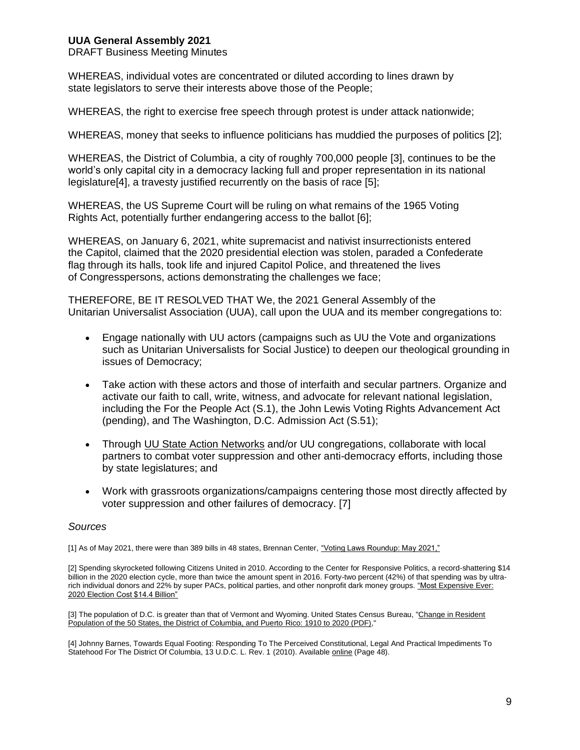WHEREAS, individual votes are concentrated or diluted according to lines drawn by state legislators to serve their interests above those of the People;

WHEREAS, the right to exercise free speech through protest is under attack nationwide;

WHEREAS, money that seeks to influence politicians has muddied the purposes of politics [2];

WHEREAS, the District of Columbia, a city of roughly 700,000 people [3], continues to be the world's only capital city in a democracy lacking full and proper representation in its national legislature[4], a travesty justified recurrently on the basis of race [5];

WHEREAS, the US Supreme Court will be ruling on what remains of the 1965 Voting Rights Act, potentially further endangering access to the ballot [6];

WHEREAS, on January 6, 2021, white supremacist and nativist insurrectionists entered the Capitol, claimed that the 2020 presidential election was stolen, paraded a Confederate flag through its halls, took life and injured Capitol Police, and threatened the lives of Congresspersons, actions demonstrating the challenges we face;

THEREFORE, BE IT RESOLVED THAT We, the 2021 General Assembly of the Unitarian Universalist Association (UUA), call upon the UUA and its member congregations to:

- Engage nationally with UU actors (campaigns such as UU the Vote and organizations such as Unitarian Universalists for Social Justice) to deepen our theological grounding in issues of Democracy;
- Take action with these actors and those of interfaith and secular partners. Organize and activate our faith to call, write, witness, and advocate for relevant national legislation, including the For the People Act (S.1), the John Lewis Voting Rights Advancement Act (pending), and The Washington, D.C. Admission Act (S.51);
- Through UU State Action Networks and/or UU congregations, collaborate with local partners to combat voter suppression and other anti-democracy efforts, including those by state legislatures; and
- Work with grassroots organizations/campaigns centering those most directly affected by voter suppression and other failures of democracy. [7]

*Sources*

[1] As of May 2021, there were than 389 bills in 48 states, Brennan Center, "Voting Laws Roundup: May 2021,"

[2] Spending skyrocketed following Citizens United in 2010. According to the Center for Responsive Politics, a record-shattering $14 billion in the 2020 election cycle, more than twice the amount spent in 2016. Forty-two percent (42%) of that spending was by ultra-rich individual donors and 22% by super PACs, political parties, and other nonprofit dark money groups. "Most Expensive Ever: 2020 Election Cost $14.4 Billion"

[3] The population of D.C. is greater than that of Vermont and Wyoming. United States Census Bureau, "Change in Resident Population of the 50 States, the District of Columbia, and Puerto Rico: 1910 to 2020 (PDF),"

[4] Johnny Barnes, Towards Equal Footing: Responding To The Perceived Constitutional, Legal And Practical Impediments To Statehood For The District Of Columbia, 13 U.D.C. L. Rev. 1 (2010). Available online (Page 48).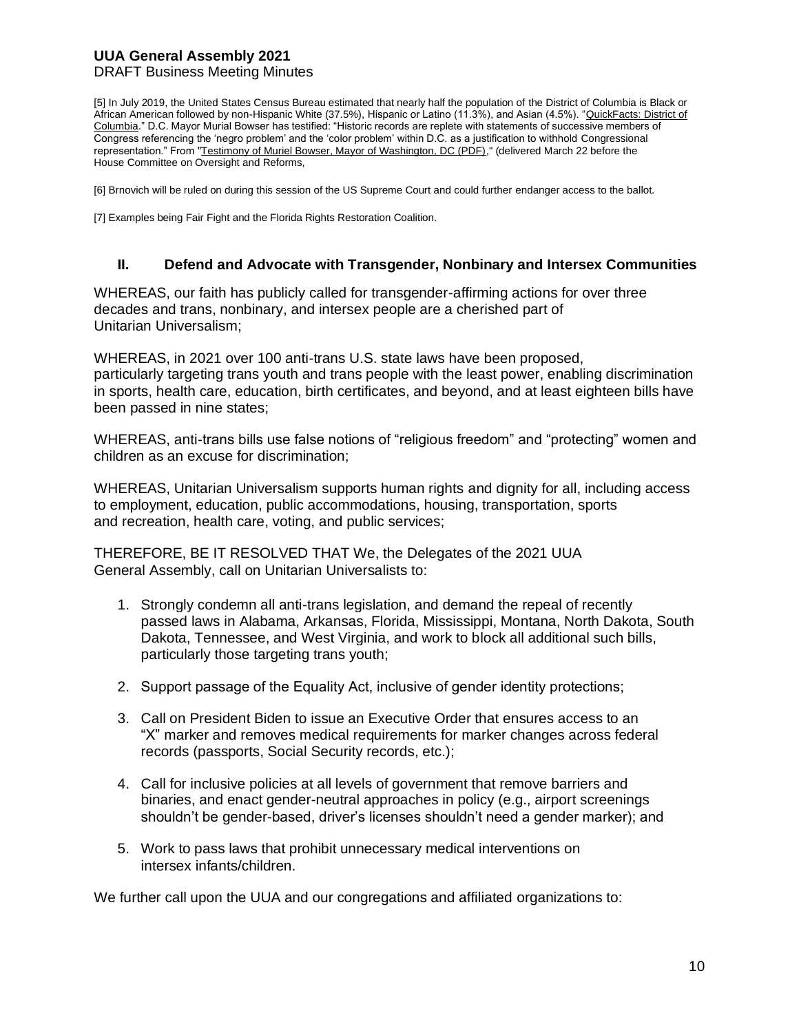[5] In July 2019, the United States Census Bureau estimated that nearly half the population of the District of Columbia is Black or African American followed by non-Hispanic White (37.5%), Hispanic or Latino (11.3%), and Asian (4.5%). "QuickFacts: District of Columbia." D.C. Mayor Murial Bowser has testified: "Historic records are replete with statements of successive members of Congress referencing the 'negro problem' and the 'color problem' within D.C. as a justification to withhold Congressional representation." From "Testimony of Muriel Bowser, Mayor of Washington, DC (PDF)," (delivered March 22 before the House Committee on Oversight and Reforms,

[6] Brnovich will be ruled on during this session of the US Supreme Court and could further endanger access to the ballot.

[7] Examples being Fair Fight and the Florida Rights Restoration Coalition.

## II. Defend and Advocate with Transgender, Nonbinary and Intersex Communities

WHEREAS, our faith has publicly called for transgender-affirming actions for over three decades and trans, nonbinary, and intersex people are a cherished part of Unitarian Universalism;

WHEREAS, in 2021 over 100 anti-trans U.S. state laws have been proposed, particularly targeting trans youth and trans people with the least power, enabling discrimination in sports, health care, education, birth certificates, and beyond, and at least eighteen bills have been passed in nine states;

WHEREAS, anti-trans bills use false notions of "religious freedom" and "protecting" women and children as an excuse for discrimination;

WHEREAS, Unitarian Universalism supports human rights and dignity for all, including access to employment, education, public accommodations, housing, transportation, sports and recreation, health care, voting, and public services;

THEREFORE, BE IT RESOLVED THAT We, the Delegates of the 2021 UUA General Assembly, call on Unitarian Universalists to:

1. Strongly condemn all anti-trans legislation, and demand the repeal of recently passed laws in Alabama, Arkansas, Florida, Mississippi, Montana, North Dakota, South Dakota, Tennessee, and West Virginia, and work to block all additional such bills, particularly those targeting trans youth;
2. Support passage of the Equality Act, inclusive of gender identity protections;
3. Call on President Biden to issue an Executive Order that ensures access to an "X" marker and removes medical requirements for marker changes across federal records (passports, Social Security records, etc.);
4. Call for inclusive policies at all levels of government that remove barriers and binaries, and enact gender-neutral approaches in policy (e.g., airport screenings shouldn't be gender-based, driver's licenses shouldn't need a gender marker); and
5. Work to pass laws that prohibit unnecessary medical interventions on intersex infants/children.

We further call upon the UUA and our congregations and affiliated organizations to: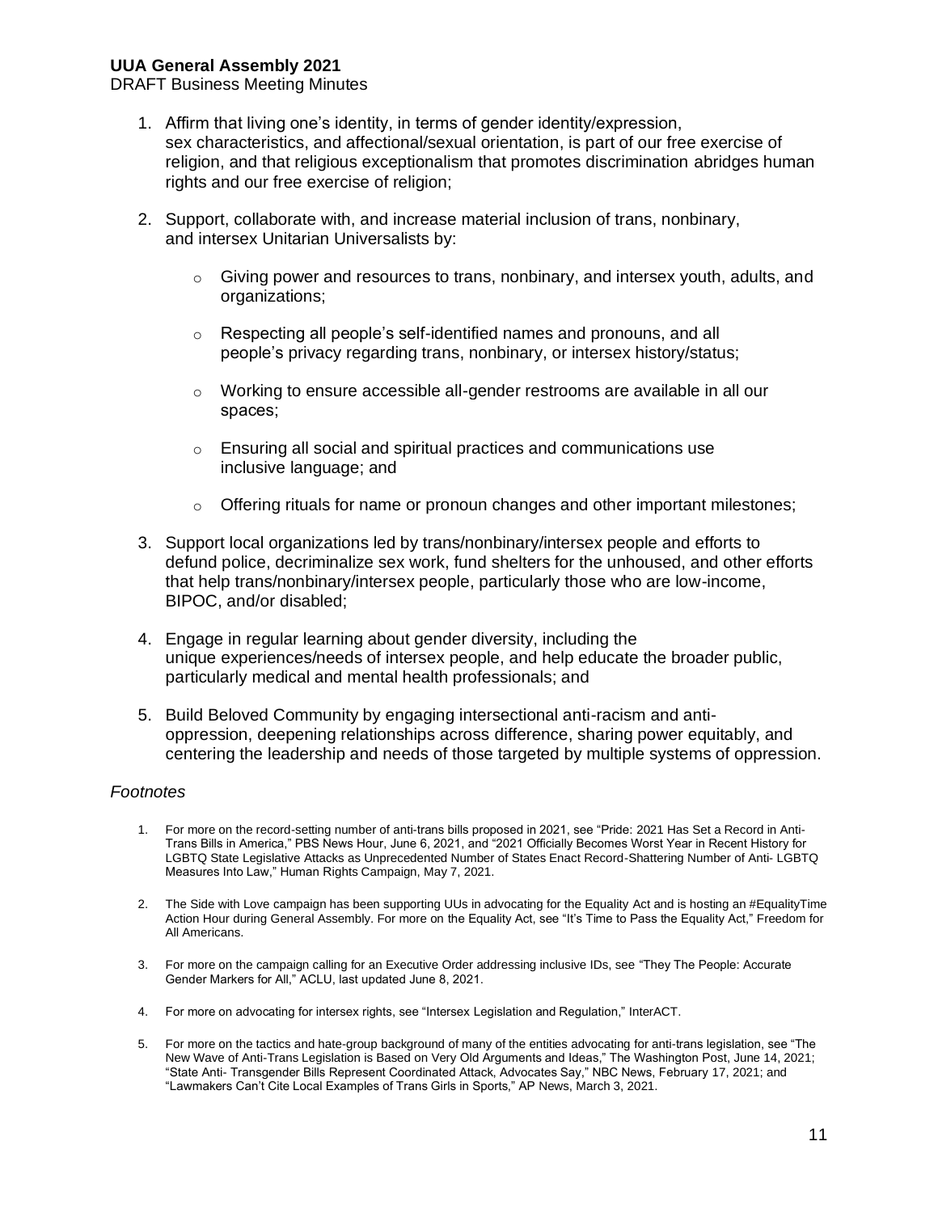1. Affirm that living one's identity, in terms of gender identity/expression, sex characteristics, and affectional/sexual orientation, is part of our free exercise of religion, and that religious exceptionalism that promotes discrimination abridges human rights and our free exercise of religion;

2. Support, collaborate with, and increase material inclusion of trans, nonbinary, and intersex Unitarian Universalists by:

   - Giving power and resources to trans, nonbinary, and intersex youth, adults, and organizations;

   - Respecting all people's self-identified names and pronouns, and all people's privacy regarding trans, nonbinary, or intersex history/status;

   - Working to ensure accessible all-gender restrooms are available in all our spaces;

   - Ensuring all social and spiritual practices and communications use inclusive language; and

   - Offering rituals for name or pronoun changes and other important milestones;

3. Support local organizations led by trans/nonbinary/intersex people and efforts to defund police, decriminalize sex work, fund shelters for the unhoused, and other efforts that help trans/nonbinary/intersex people, particularly those who are low-income, BIPOC, and/or disabled;

4. Engage in regular learning about gender diversity, including the unique experiences/needs of intersex people, and help educate the broader public, particularly medical and mental health professionals; and

5. Build Beloved Community by engaging intersectional anti-racism and anti-oppression, deepening relationships across difference, sharing power equitably, and centering the leadership and needs of those targeted by multiple systems of oppression.

*Footnotes*

1. For more on the record-setting number of anti-trans bills proposed in 2021, see "Pride: 2021 Has Set a Record in Anti-Trans Bills in America," PBS News Hour, June 6, 2021, and "2021 Officially Becomes Worst Year in Recent History for LGBTQ State Legislative Attacks as Unprecedented Number of States Enact Record-Shattering Number of Anti- LGBTQ Measures Into Law," Human Rights Campaign, May 7, 2021.

2. The Side with Love campaign has been supporting UUs in advocating for the Equality Act and is hosting an #EqualityTime Action Hour during General Assembly. For more on the Equality Act, see "It's Time to Pass the Equality Act," Freedom for All Americans.

3. For more on the campaign calling for an Executive Order addressing inclusive IDs, see "They The People: Accurate Gender Markers for All," ACLU, last updated June 8, 2021.

4. For more on advocating for intersex rights, see "Intersex Legislation and Regulation," InterACT.

5. For more on the tactics and hate-group background of many of the entities advocating for anti-trans legislation, see "The New Wave of Anti-Trans Legislation is Based on Very Old Arguments and Ideas," The Washington Post, June 14, 2021; "State Anti- Transgender Bills Represent Coordinated Attack, Advocates Say," NBC News, February 17, 2021; and "Lawmakers Can't Cite Local Examples of Trans Girls in Sports," AP News, March 3, 2021.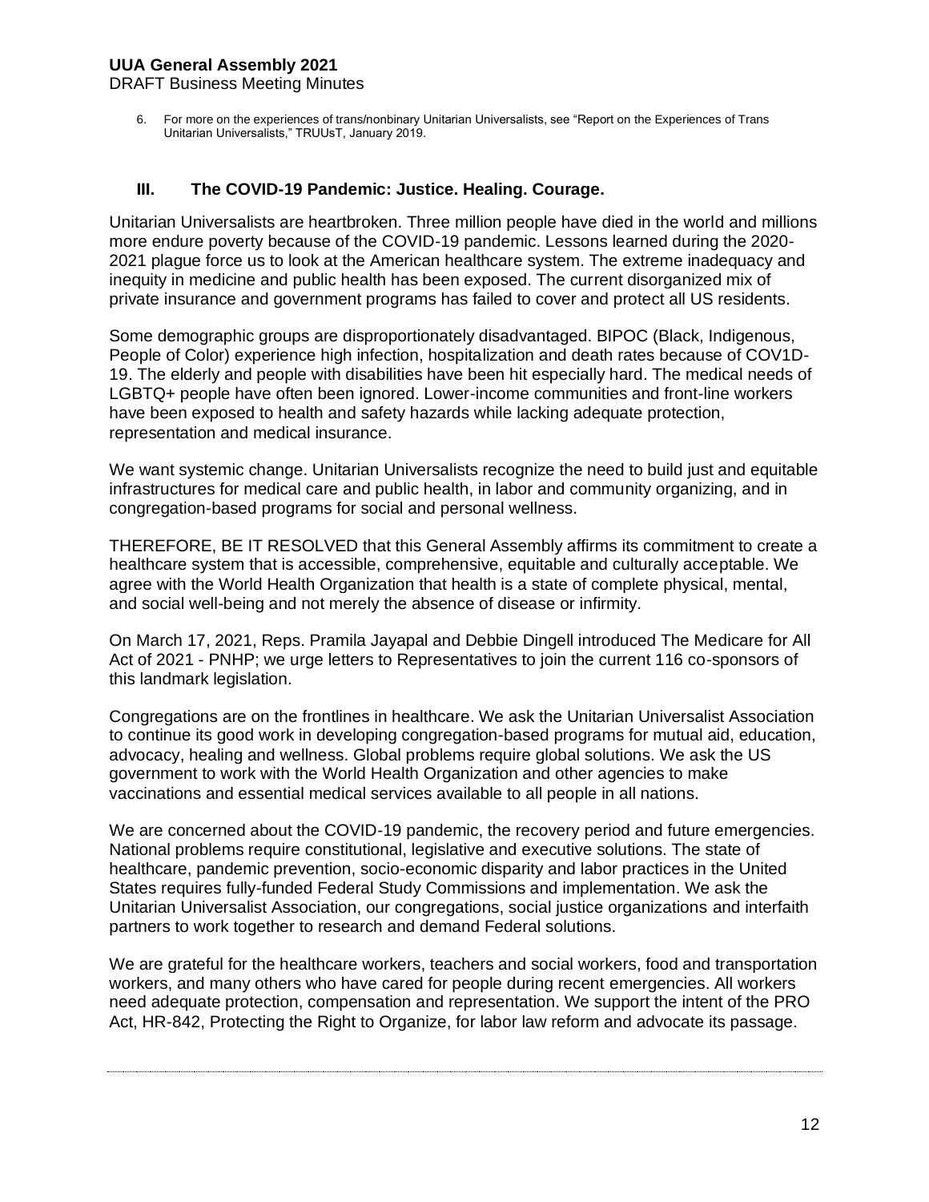6. For more on the experiences of trans/nonbinary Unitarian Universalists, see "Report on the Experiences of Trans Unitarian Universalists," TRUUsT, January 2019.

### III. The COVID-19 Pandemic: Justice. Healing. Courage.

Unitarian Universalists are heartbroken. Three million people have died in the world and millions more endure poverty because of the COVID-19 pandemic. Lessons learned during the 2020-2021 plague force us to look at the American healthcare system. The extreme inadequacy and inequity in medicine and public health has been exposed. The current disorganized mix of private insurance and government programs has failed to cover and protect all US residents.

Some demographic groups are disproportionately disadvantaged. BIPOC (Black, Indigenous, People of Color) experience high infection, hospitalization and death rates because of COV1D-19. The elderly and people with disabilities have been hit especially hard. The medical needs of LGBTQ+ people have often been ignored. Lower-income communities and front-line workers have been exposed to health and safety hazards while lacking adequate protection, representation and medical insurance.

We want systemic change. Unitarian Universalists recognize the need to build just and equitable infrastructures for medical care and public health, in labor and community organizing, and in congregation-based programs for social and personal wellness.

THEREFORE, BE IT RESOLVED that this General Assembly affirms its commitment to create a healthcare system that is accessible, comprehensive, equitable and culturally acceptable. We agree with the World Health Organization that health is a state of complete physical, mental, and social well-being and not merely the absence of disease or infirmity.

On March 17, 2021, Reps. Pramila Jayapal and Debbie Dingell introduced The Medicare for All Act of 2021 - PNHP; we urge letters to Representatives to join the current 116 co-sponsors of this landmark legislation.

Congregations are on the frontlines in healthcare. We ask the Unitarian Universalist Association to continue its good work in developing congregation-based programs for mutual aid, education, advocacy, healing and wellness. Global problems require global solutions. We ask the US government to work with the World Health Organization and other agencies to make vaccinations and essential medical services available to all people in all nations.

We are concerned about the COVID-19 pandemic, the recovery period and future emergencies. National problems require constitutional, legislative and executive solutions. The state of healthcare, pandemic prevention, socio-economic disparity and labor practices in the United States requires fully-funded Federal Study Commissions and implementation. We ask the Unitarian Universalist Association, our congregations, social justice organizations and interfaith partners to work together to research and demand Federal solutions.

We are grateful for the healthcare workers, teachers and social workers, food and transportation workers, and many others who have cared for people during recent emergencies. All workers need adequate protection, compensation and representation. We support the intent of the PRO Act, HR-842, Protecting the Right to Organize, for labor law reform and advocate its passage.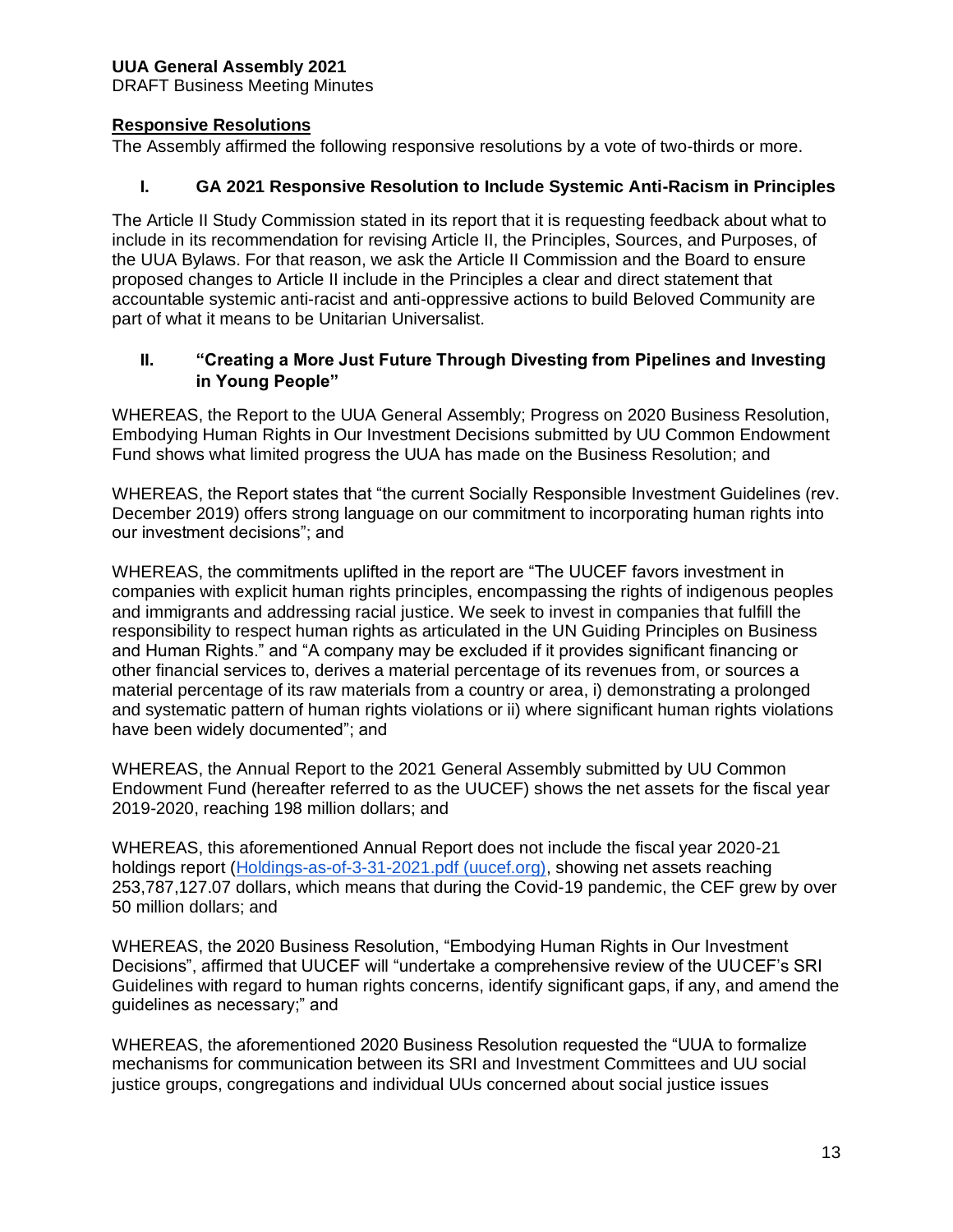## Responsive Resolutions

The Assembly affirmed the following responsive resolutions by a vote of two-thirds or more.

### I. GA 2021 Responsive Resolution to Include Systemic Anti-Racism in Principles

The Article II Study Commission stated in its report that it is requesting feedback about what to include in its recommendation for revising Article II, the Principles, Sources, and Purposes, of the UUA Bylaws. For that reason, we ask the Article II Commission and the Board to ensure proposed changes to Article II include in the Principles a clear and direct statement that accountable systemic anti-racist and anti-oppressive actions to build Beloved Community are part of what it means to be Unitarian Universalist.

### II. "Creating a More Just Future Through Divesting from Pipelines and Investing in Young People"

WHEREAS, the Report to the UUA General Assembly; Progress on 2020 Business Resolution, Embodying Human Rights in Our Investment Decisions submitted by UU Common Endowment Fund shows what limited progress the UUA has made on the Business Resolution; and

WHEREAS, the Report states that "the current Socially Responsible Investment Guidelines (rev. December 2019) offers strong language on our commitment to incorporating human rights into our investment decisions"; and

WHEREAS, the commitments uplifted in the report are "The UUCEF favors investment in companies with explicit human rights principles, encompassing the rights of indigenous peoples and immigrants and addressing racial justice. We seek to invest in companies that fulfill the responsibility to respect human rights as articulated in the UN Guiding Principles on Business and Human Rights." and "A company may be excluded if it provides significant financing or other financial services to, derives a material percentage of its revenues from, or sources a material percentage of its raw materials from a country or area, i) demonstrating a prolonged and systematic pattern of human rights violations or ii) where significant human rights violations have been widely documented"; and

WHEREAS, the Annual Report to the 2021 General Assembly submitted by UU Common Endowment Fund (hereafter referred to as the UUCEF) shows the net assets for the fiscal year 2019-2020, reaching 198 million dollars; and

WHEREAS, this aforementioned Annual Report does not include the fiscal year 2020-21 holdings report (Holdings-as-of-3-31-2021.pdf (uucef.org)), showing net assets reaching 253,787,127.07 dollars, which means that during the Covid-19 pandemic, the CEF grew by over 50 million dollars; and

WHEREAS, the 2020 Business Resolution, "Embodying Human Rights in Our Investment Decisions", affirmed that UUCEF will "undertake a comprehensive review of the UUCEF's SRI Guidelines with regard to human rights concerns, identify significant gaps, if any, and amend the guidelines as necessary;" and

WHEREAS, the aforementioned 2020 Business Resolution requested the "UUA to formalize mechanisms for communication between its SRI and Investment Committees and UU social justice groups, congregations and individual UUs concerned about social justice issues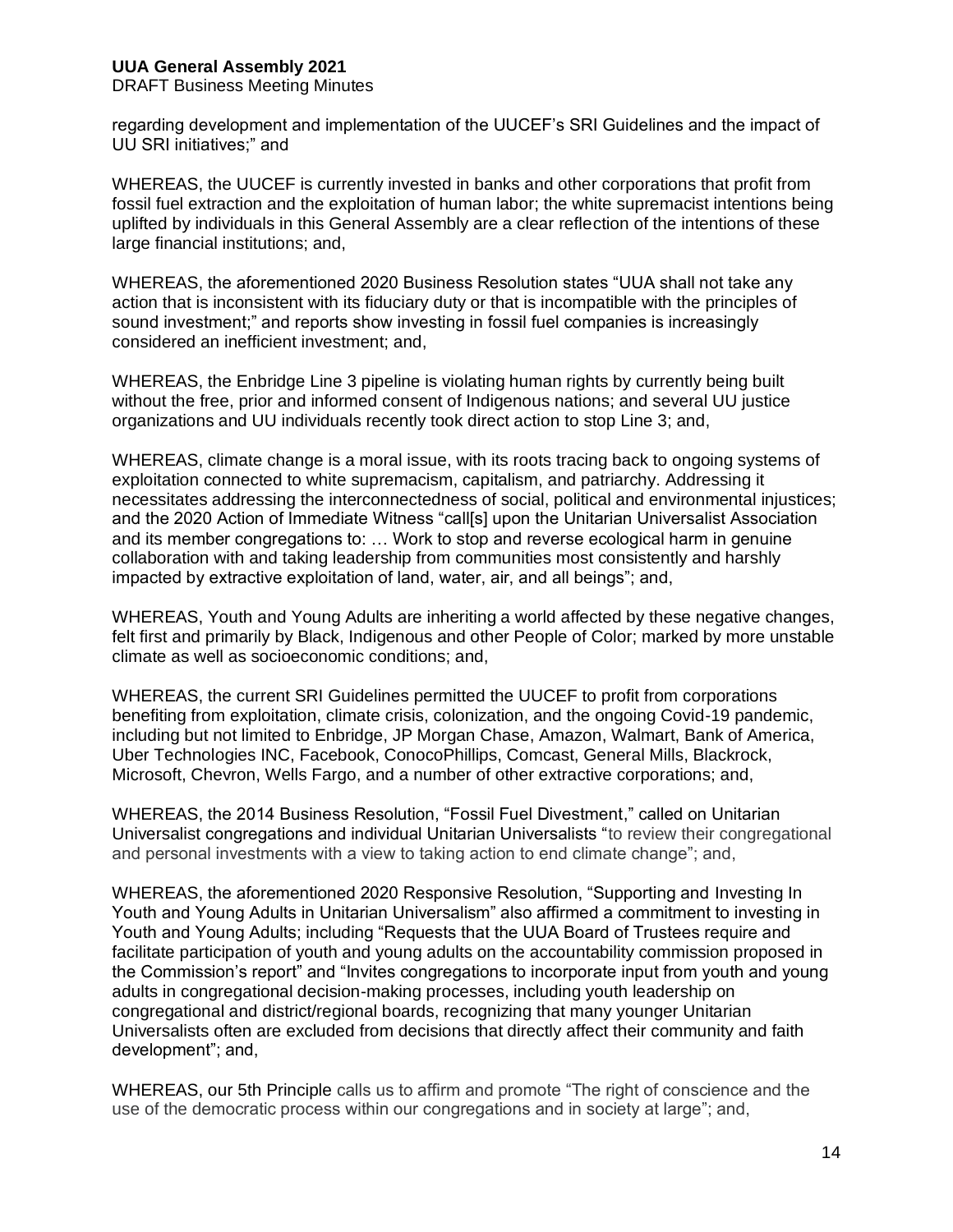regarding development and implementation of the UUCEF's SRI Guidelines and the impact of UU SRI initiatives;" and

WHEREAS, the UUCEF is currently invested in banks and other corporations that profit from fossil fuel extraction and the exploitation of human labor; the white supremacist intentions being uplifted by individuals in this General Assembly are a clear reflection of the intentions of these large financial institutions; and,

WHEREAS, the aforementioned 2020 Business Resolution states "UUA shall not take any action that is inconsistent with its fiduciary duty or that is incompatible with the principles of sound investment;" and reports show investing in fossil fuel companies is increasingly considered an inefficient investment; and,

WHEREAS, the Enbridge Line 3 pipeline is violating human rights by currently being built without the free, prior and informed consent of Indigenous nations; and several UU justice organizations and UU individuals recently took direct action to stop Line 3; and,

WHEREAS, climate change is a moral issue, with its roots tracing back to ongoing systems of exploitation connected to white supremacism, capitalism, and patriarchy. Addressing it necessitates addressing the interconnectedness of social, political and environmental injustices; and the 2020 Action of Immediate Witness "call[s] upon the Unitarian Universalist Association and its member congregations to: … Work to stop and reverse ecological harm in genuine collaboration with and taking leadership from communities most consistently and harshly impacted by extractive exploitation of land, water, air, and all beings"; and,

WHEREAS, Youth and Young Adults are inheriting a world affected by these negative changes, felt first and primarily by Black, Indigenous and other People of Color; marked by more unstable climate as well as socioeconomic conditions; and,

WHEREAS, the current SRI Guidelines permitted the UUCEF to profit from corporations benefiting from exploitation, climate crisis, colonization, and the ongoing Covid-19 pandemic, including but not limited to Enbridge, JP Morgan Chase, Amazon, Walmart, Bank of America, Uber Technologies INC, Facebook, ConocoPhillips, Comcast, General Mills, Blackrock, Microsoft, Chevron, Wells Fargo, and a number of other extractive corporations; and,

WHEREAS, the 2014 Business Resolution, "Fossil Fuel Divestment," called on Unitarian Universalist congregations and individual Unitarian Universalists "to review their congregational and personal investments with a view to taking action to end climate change"; and,

WHEREAS, the aforementioned 2020 Responsive Resolution, "Supporting and Investing In Youth and Young Adults in Unitarian Universalism" also affirmed a commitment to investing in Youth and Young Adults; including "Requests that the UUA Board of Trustees require and facilitate participation of youth and young adults on the accountability commission proposed in the Commission's report" and "Invites congregations to incorporate input from youth and young adults in congregational decision-making processes, including youth leadership on congregational and district/regional boards, recognizing that many younger Unitarian Universalists often are excluded from decisions that directly affect their community and faith development"; and,

WHEREAS, our 5th Principle calls us to affirm and promote "The right of conscience and the use of the democratic process within our congregations and in society at large"; and,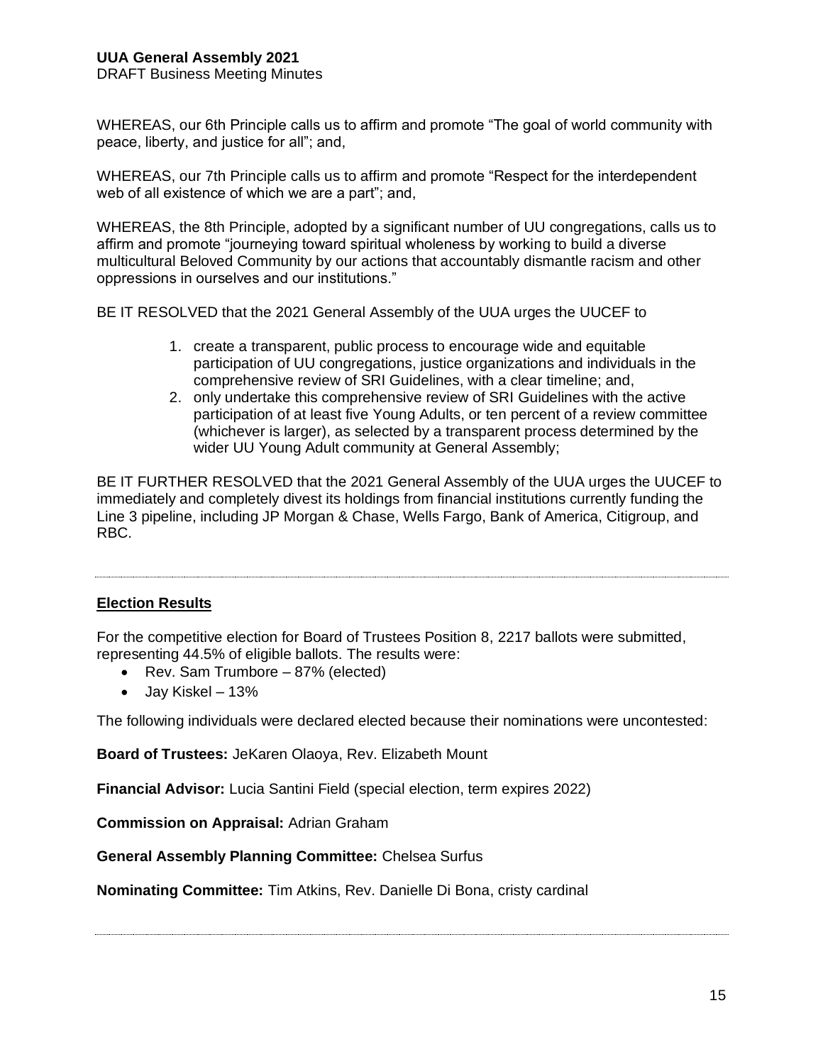WHEREAS, our 6th Principle calls us to affirm and promote "The goal of world community with peace, liberty, and justice for all"; and,

WHEREAS, our 7th Principle calls us to affirm and promote "Respect for the interdependent web of all existence of which we are a part"; and,

WHEREAS, the 8th Principle, adopted by a significant number of UU congregations, calls us to affirm and promote "journeying toward spiritual wholeness by working to build a diverse multicultural Beloved Community by our actions that accountably dismantle racism and other oppressions in ourselves and our institutions."

BE IT RESOLVED that the 2021 General Assembly of the UUA urges the UUCEF to

1. create a transparent, public process to encourage wide and equitable participation of UU congregations, justice organizations and individuals in the comprehensive review of SRI Guidelines, with a clear timeline; and,
2. only undertake this comprehensive review of SRI Guidelines with the active participation of at least five Young Adults, or ten percent of a review committee (whichever is larger), as selected by a transparent process determined by the wider UU Young Adult community at General Assembly;

BE IT FURTHER RESOLVED that the 2021 General Assembly of the UUA urges the UUCEF to immediately and completely divest its holdings from financial institutions currently funding the Line 3 pipeline, including JP Morgan & Chase, Wells Fargo, Bank of America, Citigroup, and RBC.

---

## Election Results

For the competitive election for Board of Trustees Position 8, 2217 ballots were submitted, representing 44.5% of eligible ballots. The results were:

- Rev. Sam Trumbore – 87% (elected)
- Jay Kiskel – 13%

The following individuals were declared elected because their nominations were uncontested:

**Board of Trustees:** JeKaren Olaoya, Rev. Elizabeth Mount

**Financial Advisor:** Lucia Santini Field (special election, term expires 2022)

**Commission on Appraisal:** Adrian Graham

**General Assembly Planning Committee:** Chelsea Surfus

**Nominating Committee:** Tim Atkins, Rev. Danielle Di Bona, cristy cardinal

---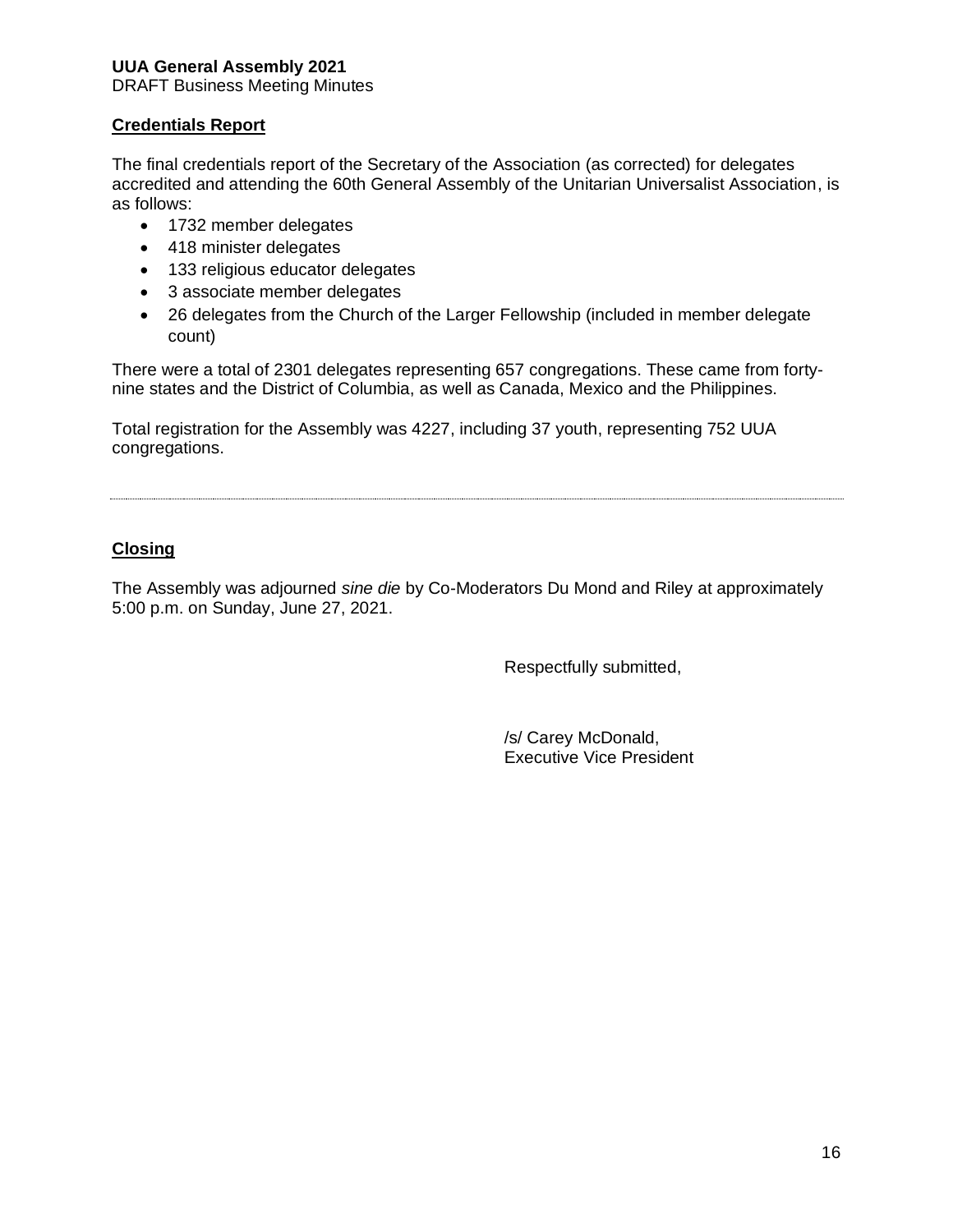## Credentials Report

The final credentials report of the Secretary of the Association (as corrected) for delegates accredited and attending the 60th General Assembly of the Unitarian Universalist Association, is as follows:

- 1732 member delegates
- 418 minister delegates
- 133 religious educator delegates
- 3 associate member delegates
- 26 delegates from the Church of the Larger Fellowship (included in member delegate count)

There were a total of 2301 delegates representing 657 congregations. These came from forty-nine states and the District of Columbia, as well as Canada, Mexico and the Philippines.

Total registration for the Assembly was 4227, including 37 youth, representing 752 UUA congregations.

---

## Closing

The Assembly was adjourned *sine die* by Co-Moderators Du Mond and Riley at approximately 5:00 p.m. on Sunday, June 27, 2021.

Respectfully submitted,

/s/ Carey McDonald,
Executive Vice President